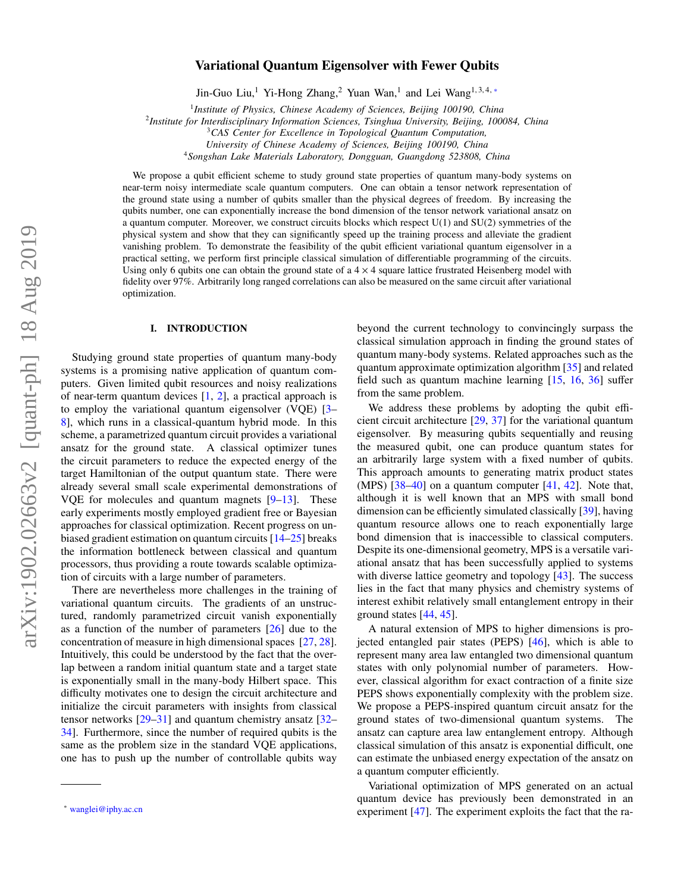# Variational Quantum Eigensolver with Fewer Qubits

Jin-Guo Liu,[1] Yi-Hong Zhang,[2] Yuan Wan,[1] and Lei Wang[1,3,4,*]

[1] *Institute of Physics, Chinese Academy of Sciences, Beijing 100190, China*
[2] *Institute for Interdisciplinary Information Sciences, Tsinghua University, Beijing, 100084, China*
[3] *CAS Center for Excellence in Topological Quantum Computation, University of Chinese Academy of Sciences, Beijing 100190, China*
[4] *Songshan Lake Materials Laboratory, Dongguan, Guangdong 523808, China*

We propose a qubit efficient scheme to study ground state properties of quantum many-body systems on near-term noisy intermediate scale quantum computers. One can obtain a tensor network representation of the ground state using a number of qubits smaller than the physical degrees of freedom. By increasing the qubits number, one can exponentially increase the bond dimension of the tensor network variational ansatz on a quantum computer. Moreover, we construct circuits blocks which respect U(1) and SU(2) symmetries of the physical system and show that they can significantly speed up the training process and alleviate the gradient vanishing problem. To demonstrate the feasibility of the qubit efficient variational quantum eigensolver in a practical setting, we perform first principle classical simulation of differentiable programming of the circuits. Using only 6 qubits one can obtain the ground state of a $4 \times 4$ square lattice frustrated Heisenberg model with fidelity over 97%. Arbitrarily long ranged correlations can also be measured on the same circuit after variational optimization.

## I. INTRODUCTION

Studying ground state properties of quantum many-body systems is a promising native application of quantum computers. Given limited qubit resources and noisy realizations of near-term quantum devices [1, 2], a practical approach is to employ the variational quantum eigensolver (VQE) [3–8], which runs in a classical-quantum hybrid mode. In this scheme, a parametrized quantum circuit provides a variational ansatz for the ground state. A classical optimizer tunes the circuit parameters to reduce the expected energy of the target Hamiltonian of the output quantum state. There were already several small scale experimental demonstrations of VQE for molecules and quantum magnets [9–13]. These early experiments mostly employed gradient free or Bayesian approaches for classical optimization. Recent progress on unbiased gradient estimation on quantum circuits [14–25] breaks the information bottleneck between classical and quantum processors, thus providing a route towards scalable optimization of circuits with a large number of parameters.

There are nevertheless more challenges in the training of variational quantum circuits. The gradients of an unstructured, randomly parametrized circuit vanish exponentially as a function of the number of parameters [26] due to the concentration of measure in high dimensional spaces [27, 28]. Intuitively, this could be understood by the fact that the overlap between a random initial quantum state and a target state is exponentially small in the many-body Hilbert space. This difficulty motivates one to design the circuit architecture and initialize the circuit parameters with insights from classical tensor networks [29–31] and quantum chemistry ansatz [32–34]. Furthermore, since the number of required qubits is the same as the problem size in the standard VQE applications, one has to push up the number of controllable qubits way beyond the current technology to convincingly surpass the classical simulation approach in finding the ground states of quantum many-body systems. Related approaches such as the quantum approximate optimization algorithm [35] and related field such as quantum machine learning [15, 16, 36] suffer from the same problem.

We address these problems by adopting the qubit efficient circuit architecture [29, 37] for the variational quantum eigensolver. By measuring qubits sequentially and reusing the measured qubit, one can produce quantum states for an arbitrarily large system with a fixed number of qubits. This approach amounts to generating matrix product states (MPS) [38–40] on a quantum computer [41, 42]. Note that, although it is well known that an MPS with small bond dimension can be efficiently simulated classically [39], having quantum resource allows one to reach exponentially large bond dimension that is inaccessible to classical computers. Despite its one-dimensional geometry, MPS is a versatile variational ansatz that has been successfully applied to systems with diverse lattice geometry and topology [43]. The success lies in the fact that many physics and chemistry systems of interest exhibit relatively small entanglement entropy in their ground states [44, 45].

A natural extension of MPS to higher dimensions is projected entangled pair states (PEPS) [46], which is able to represent many area law entangled two dimensional quantum states with only polynomial number of parameters. However, classical algorithm for exact contraction of a finite size PEPS shows exponentially complexity with the problem size. We propose a PEPS-inspired quantum circuit ansatz for the ground states of two-dimensional quantum systems. The ansatz can capture area law entanglement entropy. Although classical simulation of this ansatz is exponential difficult, one can estimate the unbiased energy expectation of the ansatz on a quantum computer efficiently.

Variational optimization of MPS generated on an actual quantum device has previously been demonstrated in an experiment [47]. The experiment exploits the fact that the ra-

* wanglei@iphy.ac.cn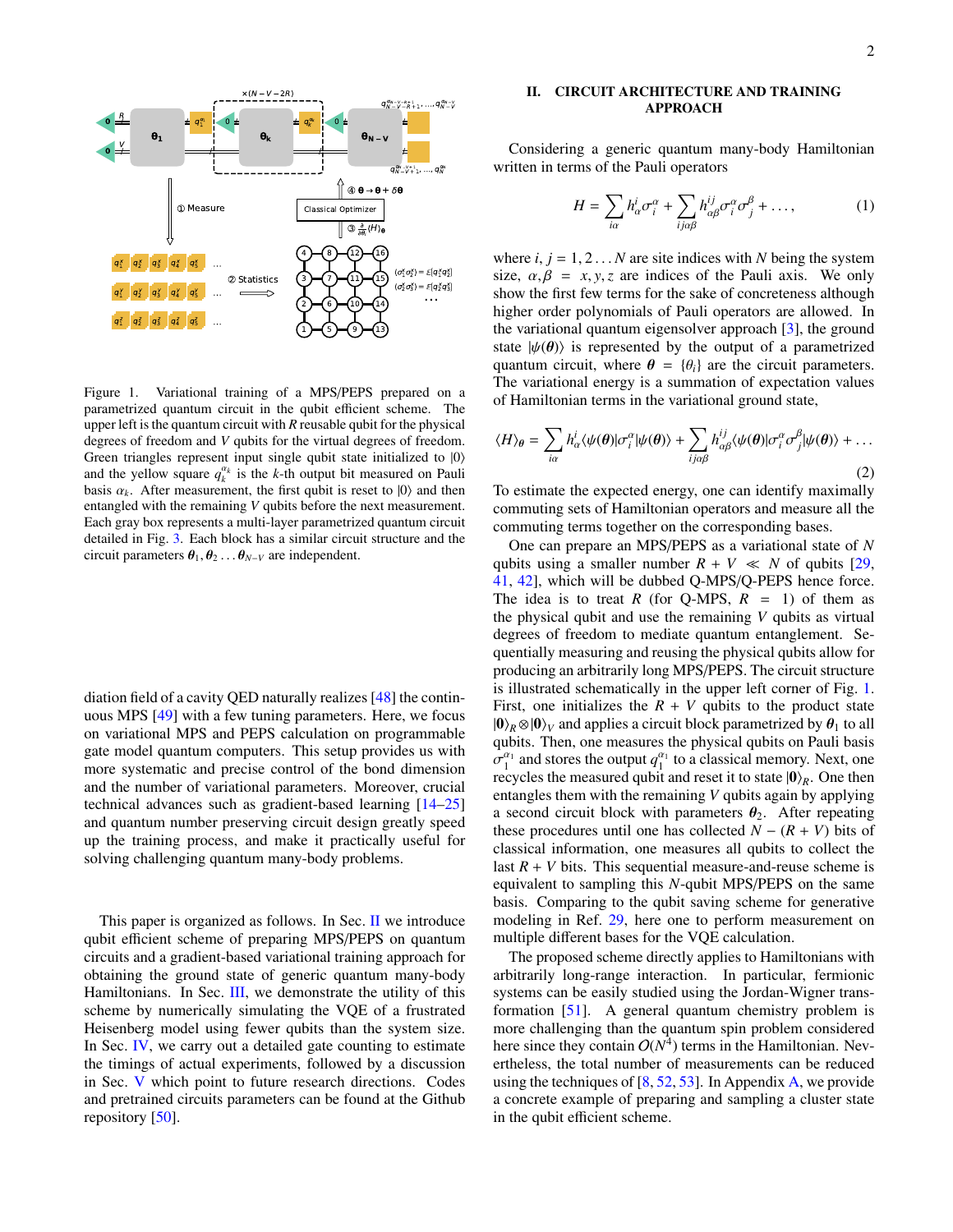Figure 1. Variational training of a MPS/PEPS prepared on a parametrized quantum circuit in the qubit efficient scheme. The upper left is the quantum circuit with $R$ reusable qubit for the physical degrees of freedom and $V$ qubits for the virtual degrees of freedom. Green triangles represent input single qubit state initialized to $|0\rangle$ and the yellow square $q_k^{\alpha_k}$ is the $k$-th output bit measured on Pauli basis $\alpha_k$. After measurement, the first qubit is reset to $|0\rangle$ and then entangled with the remaining $V$ qubits before the next measurement. Each gray box represents a multi-layer parametrized quantum circuit detailed in Fig. 3. Each block has a similar circuit structure and the circuit parameters $\boldsymbol{\theta}_1, \boldsymbol{\theta}_2 \ldots \boldsymbol{\theta}_{N-V}$ are independent.

diation field of a cavity QED naturally realizes [48] the continuous MPS [49] with a few tuning parameters. Here, we focus on variational MPS and PEPS calculation on programmable gate model quantum computers. This setup provides us with more systematic and precise control of the bond dimension and the number of variational parameters. Moreover, crucial technical advances such as gradient-based learning [14–25] and quantum number preserving circuit design greatly speed up the training process, and make it practically useful for solving challenging quantum many-body problems.

This paper is organized as follows. In Sec. II we introduce qubit efficient scheme of preparing MPS/PEPS on quantum circuits and a gradient-based variational training approach for obtaining the ground state of generic quantum many-body Hamiltonians. In Sec. III, we demonstrate the utility of this scheme by numerically simulating the VQE of a frustrated Heisenberg model using fewer qubits than the system size. In Sec. IV, we carry out a detailed gate counting to estimate the timings of actual experiments, followed by a discussion in Sec. V which point to future research directions. Codes and pretrained circuits parameters can be found at the Github repository [50].

## II. CIRCUIT ARCHITECTURE AND TRAINING APPROACH

Considering a generic quantum many-body Hamiltonian written in terms of the Pauli operators

$$H = \sum_{i\alpha} h_\alpha^i \sigma_i^\alpha + \sum_{ij\alpha\beta} h_{\alpha\beta}^{ij} \sigma_i^\alpha \sigma_j^\beta + \ldots, \tag{1}$$

where $i, j = 1, 2 \ldots N$ are site indices with $N$ being the system size, $\alpha, \beta = x, y, z$ are indices of the Pauli axis. We only show the first few terms for the sake of concreteness although higher order polynomials of Pauli operators are allowed. In the variational quantum eigensolver approach [3], the ground state $|\psi(\boldsymbol{\theta})\rangle$ is represented by the output of a parametrized quantum circuit, where $\boldsymbol{\theta} = \{\theta_i\}$ are the circuit parameters. The variational energy is a summation of expectation values of Hamiltonian terms in the variational ground state,

$$\langle H \rangle_{\boldsymbol{\theta}} = \sum_{i\alpha} h_\alpha^i \langle \psi(\boldsymbol{\theta}) | \sigma_i^\alpha | \psi(\boldsymbol{\theta}) \rangle + \sum_{ij\alpha\beta} h_{\alpha\beta}^{ij} \langle \psi(\boldsymbol{\theta}) | \sigma_i^\alpha \sigma_j^\beta | \psi(\boldsymbol{\theta}) \rangle + \ldots \tag{2}$$

To estimate the expected energy, one can identify maximally commuting sets of Hamiltonian operators and measure all the commuting terms together on the corresponding bases.

One can prepare an MPS/PEPS as a variational state of $N$ qubits using a smaller number $R + V \ll N$ of qubits [29, 41, 42], which will be dubbed Q-MPS/Q-PEPS hence force. The idea is to treat $R$ (for Q-MPS, $R = 1$) of them as the physical qubit and use the remaining $V$ qubits as virtual degrees of freedom to mediate quantum entanglement. Sequentially measuring and reusing the physical qubits allow for producing an arbitrarily long MPS/PEPS. The circuit structure is illustrated schematically in the upper left corner of Fig. 1. First, one initializes the $R + V$ qubits to the product state $|\mathbf{0}\rangle_R \otimes |\mathbf{0}\rangle_V$ and applies a circuit block parametrized by $\boldsymbol{\theta}_1$ to all qubits. Then, one measures the physical qubits on Pauli basis $\sigma_1^{\alpha_1}$ and stores the output $q_1^{\alpha_1}$ to a classical memory. Next, one recycles the measured qubit and reset it to state $|\mathbf{0}\rangle_R$. One then entangles them with the remaining $V$ qubits again by applying a second circuit block with parameters $\boldsymbol{\theta}_2$. After repeating these procedures until one has collected $N - (R + V)$ bits of classical information, one measures all qubits to collect the last $R + V$ bits. This sequential measure-and-reuse scheme is equivalent to sampling this $N$-qubit MPS/PEPS on the same basis. Comparing to the qubit saving scheme for generative modeling in Ref. 29, here one to perform measurement on multiple different bases for the VQE calculation.

The proposed scheme directly applies to Hamiltonians with arbitrarily long-range interaction. In particular, fermionic systems can be easily studied using the Jordan-Wigner transformation [51]. A general quantum chemistry problem is more challenging than the quantum spin problem considered here since they contain $O(N^4)$ terms in the Hamiltonian. Nevertheless, the total number of measurements can be reduced using the techniques of [8, 52, 53]. In Appendix A, we provide a concrete example of preparing and sampling a cluster state in the qubit efficient scheme.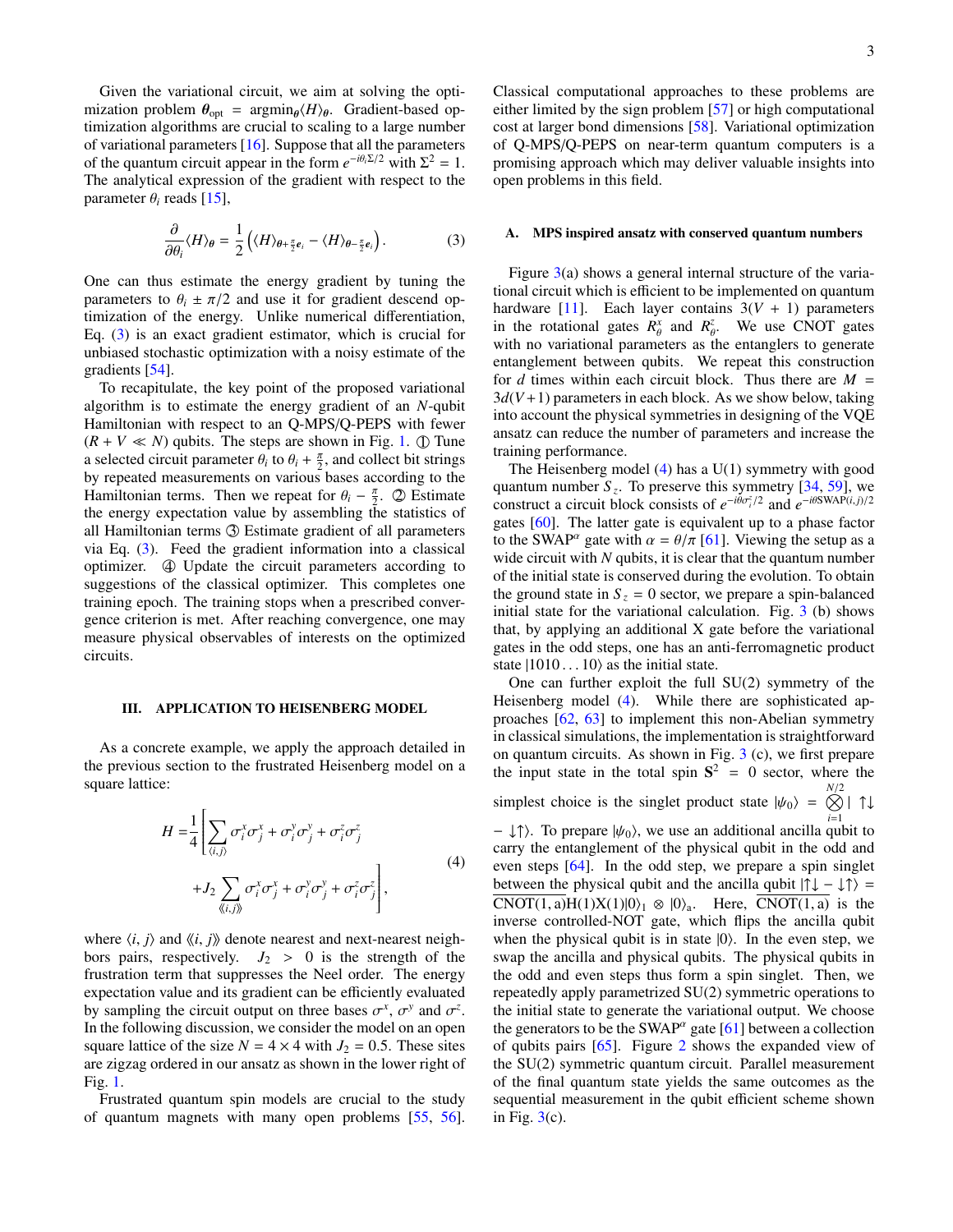Given the variational circuit, we aim at solving the optimization problem $\boldsymbol{\theta}_{\rm opt} = \operatorname{argmin}_{\boldsymbol{\theta}} \langle H \rangle_{\boldsymbol{\theta}}$. Gradient-based optimization algorithms are crucial to scaling to a large number of variational parameters [16]. Suppose that all the parameters of the quantum circuit appear in the form $e^{-i\theta_i \Sigma/2}$ with $\Sigma^2 = 1$. The analytical expression of the gradient with respect to the parameter $\theta_i$ reads [15],

$$\frac{\partial}{\partial \theta_i} \langle H \rangle_{\boldsymbol{\theta}} = \frac{1}{2} \left( \langle H \rangle_{\boldsymbol{\theta} + \frac{\pi}{2} \boldsymbol{e}_i} - \langle H \rangle_{\boldsymbol{\theta} - \frac{\pi}{2} \boldsymbol{e}_i} \right). \tag{3}$$

One can thus estimate the energy gradient by tuning the parameters to $\theta_i \pm \pi/2$ and use it for gradient descend optimization of the energy. Unlike numerical differentiation, Eq. (3) is an exact gradient estimator, which is crucial for unbiased stochastic optimization with a noisy estimate of the gradients [54].

To recapitulate, the key point of the proposed variational algorithm is to estimate the energy gradient of an $N$-qubit Hamiltonian with respect to an Q-MPS/Q-PEPS with fewer ($R + V \ll N$) qubits. The steps are shown in Fig. 1. ① Tune a selected circuit parameter $\theta_i$ to $\theta_i + \frac{\pi}{2}$, and collect bit strings by repeated measurements on various bases according to the Hamiltonian terms. Then we repeat for $\theta_i - \frac{\pi}{2}$. ② Estimate the energy expectation value by assembling the statistics of all Hamiltonian terms ③ Estimate gradient of all parameters via Eq. (3). Feed the gradient information into a classical optimizer. ④ Update the circuit parameters according to suggestions of the classical optimizer. This completes one training epoch. The training stops when a prescribed convergence criterion is met. After reaching convergence, one may measure physical observables of interests on the optimized circuits.

## III. APPLICATION TO HEISENBERG MODEL

As a concrete example, we apply the approach detailed in the previous section to the frustrated Heisenberg model on a square lattice:

$$\begin{aligned} H = &\frac{1}{4} \Bigg[ \sum_{\langle i,j \rangle} \sigma_i^x \sigma_j^x + \sigma_i^y \sigma_j^y + \sigma_i^z \sigma_j^z \\ &+ J_2 \sum_{\langle\langle i,j \rangle\rangle} \sigma_i^x \sigma_j^x + \sigma_i^y \sigma_j^y + \sigma_i^z \sigma_j^z \Bigg], \end{aligned} \tag{4}$$

where $\langle i, j \rangle$ and $\langle\langle i, j \rangle\rangle$ denote nearest and next-nearest neighbors pairs, respectively. $J_2 > 0$ is the strength of the frustration term that suppresses the Neel order. The energy expectation value and its gradient can be efficiently evaluated by sampling the circuit output on three bases $\sigma^x$, $\sigma^y$ and $\sigma^z$. In the following discussion, we consider the model on an open square lattice of the size $N = 4 \times 4$ with $J_2 = 0.5$. These sites are zigzag ordered in our ansatz as shown in the lower right of Fig. 1.

Frustrated quantum spin models are crucial to the study of quantum magnets with many open problems [55, 56]. Classical computational approaches to these problems are either limited by the sign problem [57] or high computational cost at larger bond dimensions [58]. Variational optimization of Q-MPS/Q-PEPS on near-term quantum computers is a promising approach which may deliver valuable insights into open problems in this field.

### A. MPS inspired ansatz with conserved quantum numbers

Figure 3(a) shows a general internal structure of the variational circuit which is efficient to be implemented on quantum hardware [11]. Each layer contains $3(V + 1)$ parameters in the rotational gates $R_\theta^x$ and $R_\theta^z$. We use CNOT gates with no variational parameters as the entanglers to generate entanglement between qubits. We repeat this construction for $d$ times within each circuit block. Thus there are $M = 3d(V+1)$ parameters in each block. As we show below, taking into account the physical symmetries in designing of the VQE ansatz can reduce the number of parameters and increase the training performance.

The Heisenberg model (4) has a U(1) symmetry with good quantum number $S_z$. To preserve this symmetry [34, 59], we construct a circuit block consists of $e^{-i\theta\sigma_i^z/2}$ and $e^{-i\theta \mathrm{SWAP}(i,j)/2}$ gates [60]. The latter gate is equivalent up to a phase factor to the SWAP$^\alpha$ gate with $\alpha = \theta/\pi$ [61]. Viewing the setup as a wide circuit with $N$ qubits, it is clear that the quantum number of the initial state is conserved during the evolution. To obtain the ground state in $S_z = 0$ sector, we prepare a spin-balanced initial state for the variational calculation. Fig. 3 (b) shows that, by applying an additional X gate before the variational gates in the odd steps, one has an anti-ferromagnetic product state $|1010\ldots10\rangle$ as the initial state.

One can further exploit the full SU(2) symmetry of the Heisenberg model (4). While there are sophisticated approaches [62, 63] to implement this non-Abelian symmetry in classical simulations, the implementation is straightforward on quantum circuits. As shown in Fig. 3 (c), we first prepare the input state in the total spin $\mathbf{S}^2 = 0$ sector, where the simplest choice is the singlet product state $|\psi_0\rangle = \bigotimes_{i=1}^{N/2} |\uparrow\downarrow - \downarrow\uparrow\rangle$. To prepare $|\psi_0\rangle$, we use an additional ancilla qubit to carry the entanglement of the physical qubit in the odd and even steps [64]. In the odd step, we prepare a spin singlet between the physical qubit and the ancilla qubit $|\uparrow\downarrow - \downarrow\uparrow\rangle = \overline{\mathrm{CNOT}(1,a)}\mathrm{H}(1)\mathrm{X}(1)|0\rangle_1 \otimes |0\rangle_a$. Here, $\overline{\mathrm{CNOT}(1,a)}$ is the inverse controlled-NOT gate, which flips the ancilla qubit when the physical qubit is in state $|0\rangle$. In the even step, we swap the ancilla and physical qubits. The physical qubits in the odd and even steps thus form a spin singlet. Then, we repeatedly apply parametrized SU(2) symmetric operations to the initial state to generate the variational output. We choose the generators to be the SWAP$^\alpha$ gate [61] between a collection of qubits pairs [65]. Figure 2 shows the expanded view of the SU(2) symmetric quantum circuit. Parallel measurement of the final quantum state yields the same outcomes as the sequential measurement in the qubit efficient scheme shown in Fig. 3(c).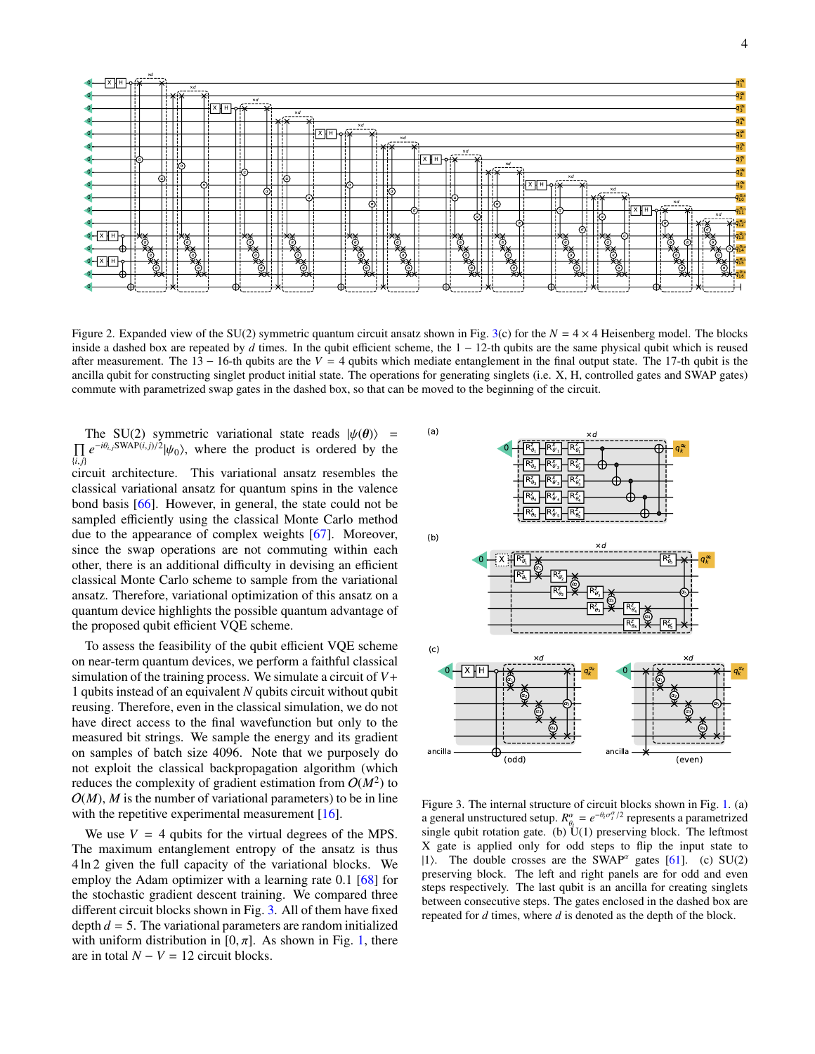Figure 2. Expanded view of the SU(2) symmetric quantum circuit ansatz shown in Fig. 3(c) for the $N = 4 \times 4$ Heisenberg model. The blocks inside a dashed box are repeated by $d$ times. In the qubit efficient scheme, the $1-12$-th qubits are the same physical qubit which is reused after measurement. The $13-16$-th qubits are the $V = 4$ qubits which mediate entanglement in the final output state. The 17-th qubit is the ancilla qubit for constructing singlet product initial state. The operations for generating singlets (i.e. X, H, controlled gates and SWAP gates) commute with parametrized swap gates in the dashed box, so that can be moved to the beginning of the circuit.

The SU(2) symmetric variational state reads $|\psi(\boldsymbol{\theta})\rangle = \prod_{\{i,j\}} e^{-i\theta_{i,j}\mathrm{SWAP}(i,j)/2}|\psi_0\rangle$, where the product is ordered by the circuit architecture. This variational ansatz resembles the classical variational ansatz for quantum spins in the valence bond basis [66]. However, in general, the state could not be sampled efficiently using the classical Monte Carlo method due to the appearance of complex weights [67]. Moreover, since the swap operations are not commuting within each other, there is an additional difficulty in devising an efficient classical Monte Carlo scheme to sample from the variational ansatz. Therefore, variational optimization of this ansatz on a quantum device highlights the possible quantum advantage of the proposed qubit efficient VQE scheme.

To assess the feasibility of the qubit efficient VQE scheme on near-term quantum devices, we perform a faithful classical simulation of the training process. We simulate a circuit of $V+1$ qubits instead of an equivalent $N$ qubits circuit without qubit reusing. Therefore, even in the classical simulation, we do not have direct access to the final wavefunction but only to the measured bit strings. We sample the energy and its gradient on samples of batch size 4096. Note that we purposely do not exploit the classical backpropagation algorithm (which reduces the complexity of gradient estimation from $O(M^2)$ to $O(M)$, $M$ is the number of variational parameters) to be in line with the repetitive experimental measurement [16].

We use $V = 4$ qubits for the virtual degrees of the MPS. The maximum entanglement entropy of the ansatz is thus $4\ln 2$ given the full capacity of the variational blocks. We employ the Adam optimizer with a learning rate 0.1 [68] for the stochastic gradient descent training. We compared three different circuit blocks shown in Fig. 3. All of them have fixed depth $d = 5$. The variational parameters are random initialized with uniform distribution in $[0, \pi]$. As shown in Fig. 1, there are in total $N - V = 12$ circuit blocks.

Figure 3. The internal structure of circuit blocks shown in Fig. 1. (a) a general unstructured setup. $R^{\alpha}_{\theta_i} = e^{-\theta_i\sigma^{\alpha}_i/2}$ represents a parametrized single qubit rotation gate. (b) U(1) preserving block. The leftmost X gate is applied only for odd steps to flip the input state to $|1\rangle$. The double crosses are the SWAP$^{\alpha}$ gates [61]. (c) SU(2) preserving block. The left and right panels are for odd and even steps respectively. The last qubit is an ancilla for creating singlets between consecutive steps. The gates enclosed in the dashed box are repeated for $d$ times, where $d$ is denoted as the depth of the block.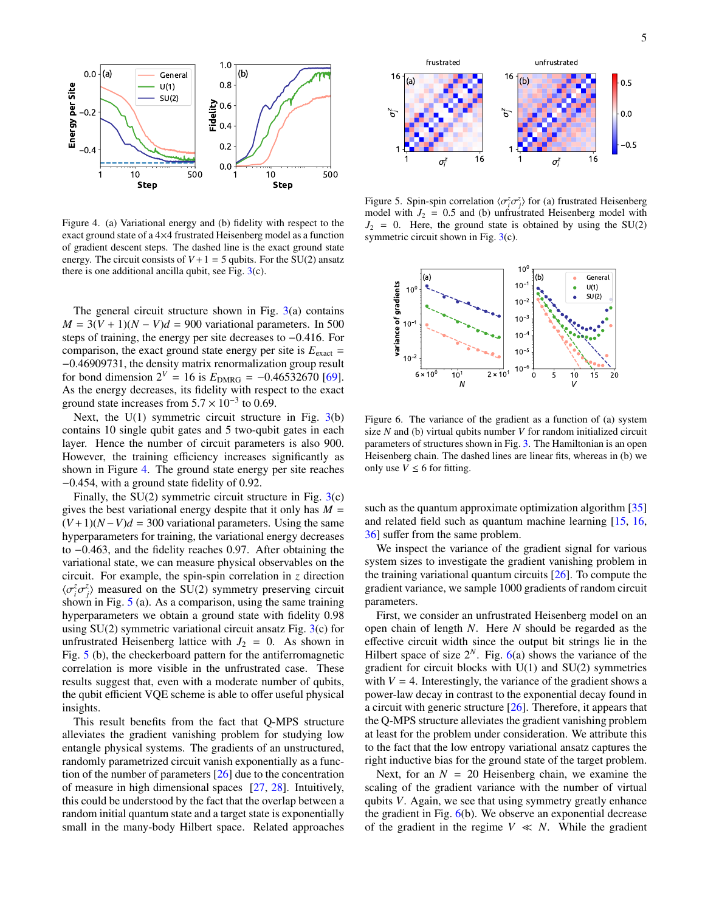(a)

Energy per Site

0.0

−0.2

−0.4

1 10 500

Step

General

U(1)

SU(2)

(b)

Fidelity

1.0

0.8

0.6

0.4

0.2

0.0

1 10 500

Step

Figure 4. (a) Variational energy and (b) fidelity with respect to the exact ground state of a 4×4 frustrated Heisenberg model as a function of gradient descent steps. The dashed line is the exact ground state energy. The circuit consists of $V+1 = 5$ qubits. For the SU(2) ansatz there is one additional ancilla qubit, see Fig. 3(c).

The general circuit structure shown in Fig. 3(a) contains $M = 3(V+1)(N-V)d = 900$ variational parameters. In 500 steps of training, the energy per site decreases to −0.416. For comparison, the exact ground state energy per site is $E_{\rm exact} = -0.46909731$, the density matrix renormalization group result for bond dimension $2^V = 16$ is $E_{\rm DMRG} = -0.46532670$ [69]. As the energy decreases, its fidelity with respect to the exact ground state increases from $5.7 \times 10^{-3}$ to 0.69.

Next, the U(1) symmetric circuit structure in Fig. 3(b) contains 10 single qubit gates and 5 two-qubit gates in each layer. Hence the number of circuit parameters is also 900. However, the training efficiency increases significantly as shown in Figure 4. The ground state energy per site reaches −0.454, with a ground state fidelity of 0.92.

Finally, the SU(2) symmetric circuit structure in Fig. 3(c) gives the best variational energy despite that it only has $M = (V+1)(N-V)d = 300$ variational parameters. Using the same hyperparameters for training, the variational energy decreases to −0.463, and the fidelity reaches 0.97. After obtaining the variational state, we can measure physical observables on the circuit. For example, the spin-spin correlation in $z$ direction $\langle \sigma_i^z \sigma_j^z \rangle$ measured on the SU(2) symmetry preserving circuit shown in Fig. 5 (a). As a comparison, using the same training hyperparameters we obtain a ground state with fidelity 0.98 using SU(2) symmetric variational circuit ansatz Fig. 3(c) for unfrustrated Heisenberg lattice with $J_2 = 0$. As shown in Fig. 5 (b), the checkerboard pattern for the antiferromagnetic correlation is more visible in the unfrustrated case. These results suggest that, even with a moderate number of qubits, the qubit efficient VQE scheme is able to offer useful physical insights.

This result benefits from the fact that Q-MPS structure alleviates the gradient vanishing problem for studying low entangle physical systems. The gradients of an unstructured, randomly parametrized circuit vanish exponentially as a function of the number of parameters [26] due to the concentration of measure in high dimensional spaces [27, 28]. Intuitively, this could be understood by the fact that the overlap between a random initial quantum state and a target state is exponentially small in the many-body Hilbert space. Related approaches

frustrated

16 (a)

$\sigma_j^z$

1

1 $\sigma_i^z$ 16

unfrustrated

16 (b)

$\sigma_j^z$

1

1 $\sigma_i^z$ 16

0.5

0.0

−0.5

Figure 5. Spin-spin correlation $\langle \sigma_i^z \sigma_j^z \rangle$ for (a) frustrated Heisenberg model with $J_2 = 0.5$ and (b) unfrustrated Heisenberg model with $J_2 = 0$. Here, the ground state is obtained by using the SU(2) symmetric circuit shown in Fig. 3(c).

(a)

variance of gradients

$10^0$

$10^{-1}$

$10^{-2}$

$6\times10^0$ $10^1$ $2\times10^1$

$N$

(b)

$10^0$

$10^{-1}$

$10^{-2}$

$10^{-3}$

$10^{-4}$

$10^{-5}$

$10^{-6}$

0 5 10 15 20

$V$

General

U(1)

SU(2)

Figure 6. The variance of the gradient as a function of (a) system size $N$ and (b) virtual qubits number $V$ for random initialized circuit parameters of structures shown in Fig. 3. The Hamiltonian is an open Heisenberg chain. The dashed lines are linear fits, whereas in (b) we only use $V \leq 6$ for fitting.

such as the quantum approximate optimization algorithm [35] and related field such as quantum machine learning [15, 16, 36] suffer from the same problem.

We inspect the variance of the gradient signal for various system sizes to investigate the gradient vanishing problem in the training variational quantum circuits [26]. To compute the gradient variance, we sample 1000 gradients of random circuit parameters.

First, we consider an unfrustrated Heisenberg model on an open chain of length $N$. Here $N$ should be regarded as the effective circuit width since the output bit strings lie in the Hilbert space of size $2^N$. Fig. 6(a) shows the variance of the gradient for circuit blocks with U(1) and SU(2) symmetries with $V = 4$. Interestingly, the variance of the gradient shows a power-law decay in contrast to the exponential decay found in a circuit with generic structure [26]. Therefore, it appears that the Q-MPS structure alleviates the gradient vanishing problem at least for the problem under consideration. We attribute this to the fact that the low entropy variational ansatz captures the right inductive bias for the ground state of the target problem.

Next, for an $N = 20$ Heisenberg chain, we examine the scaling of the gradient variance with the number of virtual qubits $V$. Again, we see that using symmetry greatly enhance the gradient in Fig. 6(b). We observe an exponential decrease of the gradient in the regime $V \ll N$. While the gradient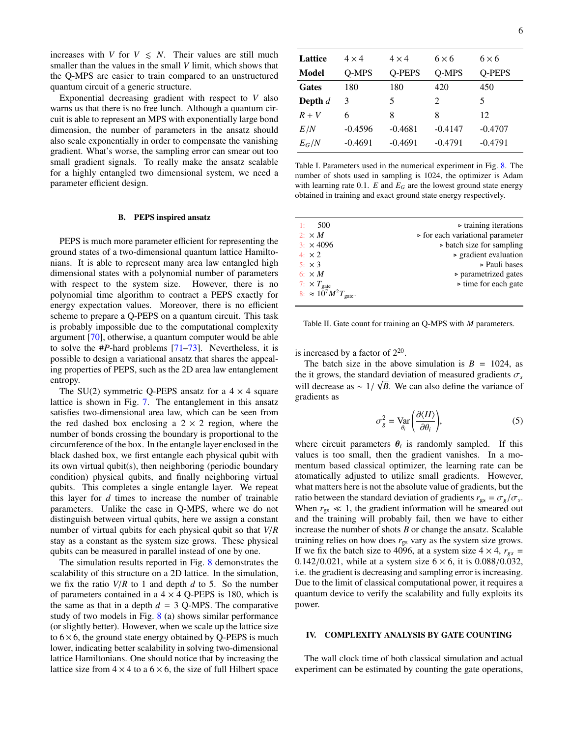increases with $V$ for $V \lesssim N$. Their values are still much smaller than the values in the small $V$ limit, which shows that the Q-MPS are easier to train compared to an unstructured quantum circuit of a generic structure.

Exponential decreasing gradient with respect to $V$ also warns us that there is no free lunch. Although a quantum circuit is able to represent an MPS with exponentially large bond dimension, the number of parameters in the ansatz should also scale exponentially in order to compensate the vanishing gradient. What's worse, the sampling error can smear out too small gradient signals. To really make the ansatz scalable for a highly entangled two dimensional system, we need a parameter efficient design.

### B. PEPS inspired ansatz

PEPS is much more parameter efficient for representing the ground states of a two-dimensional quantum lattice Hamiltonians. It is able to represent many area law entangled high dimensional states with a polynomial number of parameters with respect to the system size. However, there is no polynomial time algorithm to contract a PEPS exactly for energy expectation values. Moreover, there is no efficient scheme to prepare a Q-PEPS on a quantum circuit. This task is probably impossible due to the computational complexity argument [70], otherwise, a quantum computer would be able to solve the #*P*-hard problems [71–73]. Nevertheless, it is possible to design a variational ansatz that shares the appealing properties of PEPS, such as the 2D area law entanglement entropy.

The SU(2) symmetric Q-PEPS ansatz for a $4 \times 4$ square lattice is shown in Fig. 7. The entanglement in this ansatz satisfies two-dimensional area law, which can be seen from the red dashed box enclosing a $2 \times 2$ region, where the number of bonds crossing the boundary is proportional to the circumference of the box. In the entangle layer enclosed in the black dashed box, we first entangle each physical qubit with its own virtual qubit(s), then neighboring (periodic boundary condition) physical qubits, and finally neighboring virtual qubits. This completes a single entangle layer. We repeat this layer for $d$ times to increase the number of trainable parameters. Unlike the case in Q-MPS, where we do not distinguish between virtual qubits, here we assign a constant number of virtual qubits for each physical qubit so that $V/R$ stay as a constant as the system size grows. These physical qubits can be measured in parallel instead of one by one.

The simulation results reported in Fig. 8 demonstrates the scalability of this structure on a 2D lattice. In the simulation, we fix the ratio $V/R$ to 1 and depth $d$ to 5. So the number of parameters contained in a $4 \times 4$ Q-PEPS is 180, which is the same as that in a depth $d = 3$ Q-MPS. The comparative study of two models in Fig. 8 (a) shows similar performance (or slightly better). However, when we scale up the lattice size to $6 \times 6$, the ground state energy obtained by Q-PEPS is much lower, indicating better scalability in solving two-dimensional lattice Hamiltonians. One should notice that by increasing the lattice size from $4 \times 4$ to a $6 \times 6$, the size of full Hilbert space is increased by a factor of $2^{20}$.

| **Lattice** | $4 \times 4$ | $4 \times 4$ | $6 \times 6$ | $6 \times 6$ |
|---|---|---|---|---|
| **Model** | Q-MPS | Q-PEPS | Q-MPS | Q-PEPS |
| **Gates** | 180 | 180 | 420 | 450 |
| **Depth** $d$ | 3 | 5 | 2 | 5 |
| $R + V$ | 6 | 8 | 8 | 12 |
| $E/N$ | -0.4596 | -0.4681 | -0.4147 | -0.4707 |
| $E_G/N$ | -0.4691 | -0.4691 | -0.4791 | -0.4791 |

Table I. Parameters used in the numerical experiment in Fig. 8. The number of shots used in sampling is 1024, the optimizer is Adam with learning rate 0.1. $E$ and $E_G$ are the lowest ground state energy obtained in training and exact ground state energy respectively.

```
1: 500                    ▷ training iterations
2: × M                    ▷ for each variational parameter
3: × 4096                 ▷ batch size for sampling
4: × 2                    ▷ gradient evaluation
5: × 3                    ▷ Pauli bases
6: × M                    ▷ parametrized gates
7: × T_gate               ▷ time for each gate
8: ≈ 10^7 M^2 T_gate.
```

Table II. Gate count for training an Q-MPS with $M$ parameters.

The batch size in the above simulation is $B = 1024$, as the it grows, the standard deviation of measured gradients $\sigma_s$ will decrease as $\sim 1/\sqrt{B}$. We can also define the variance of gradients as

$$\sigma_g^2 = \underset{\theta_i}{\mathrm{Var}}\left(\frac{\partial \langle H \rangle}{\partial \theta_i}\right), \tag{5}$$

where circuit parameters $\boldsymbol{\theta}_i$ is randomly sampled. If this values is too small, then the gradient vanishes. In a momentum based classical optimizer, the learning rate can be atomatically adjusted to utilize small gradients. However, what matters here is not the absolute value of gradients, but the ratio between the standard deviation of gradients $r_{\rm gs} = \sigma_g/\sigma_s$. When $r_{\rm gs} \ll 1$, the gradient information will be smeared out and the training will probably fail, then we have to either increase the number of shots $B$ or change the ansatz. Scalable training relies on how does $r_{\rm gs}$ vary as the system size grows. If we fix the batch size to 4096, at a system size $4 \times 4$, $r_{gs} = 0.142/0.021$, while at a system size $6 \times 6$, it is $0.088/0.032$, i.e. the gradient is decreasing and sampling error is increasing. Due to the limit of classical computational power, it requires a quantum device to verify the scalability and fully exploits its power.

## IV. COMPLEXITY ANALYSIS BY GATE COUNTING

The wall clock time of both classical simulation and actual experiment can be estimated by counting the gate operations,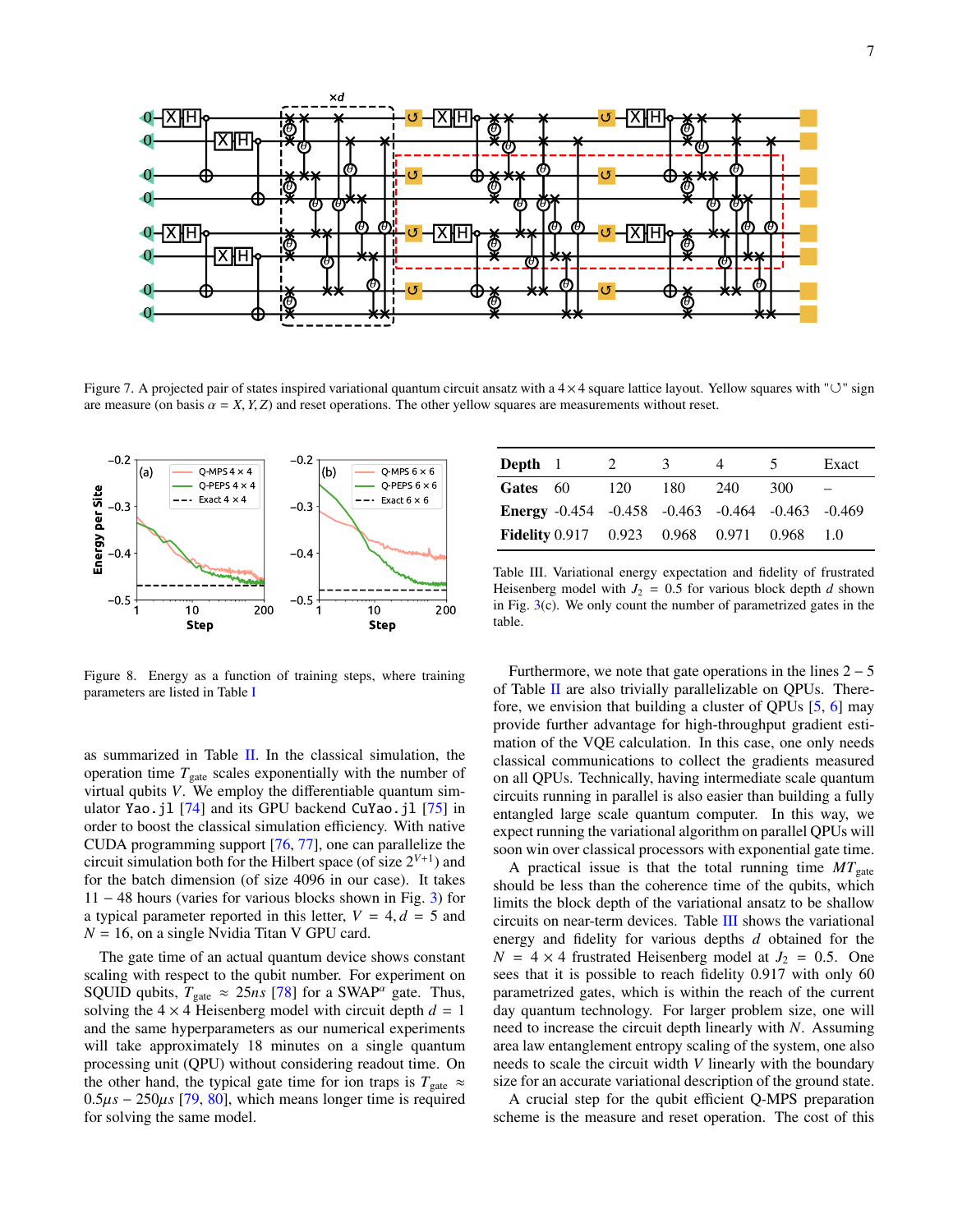Figure 7. A projected pair of states inspired variational quantum circuit ansatz with a $4\times4$ square lattice layout. Yellow squares with "↺" sign are measure (on basis $\alpha = X, Y, Z$) and reset operations. The other yellow squares are measurements without reset.

Figure 8. Energy as a function of training steps, where training parameters are listed in Table I

| Depth | 1 | 2 | 3 | 4 | 5 | Exact |
|---|---|---|---|---|---|---|
| Gates | 60 | 120 | 180 | 240 | 300 | – |
| Energy | -0.454 | -0.458 | -0.463 | -0.464 | -0.463 | -0.469 |
| Fidelity | 0.917 | 0.923 | 0.968 | 0.971 | 0.968 | 1.0 |

Table III. Variational energy expectation and fidelity of frustrated Heisenberg model with $J_2 = 0.5$ for various block depth $d$ shown in Fig. 3(c). We only count the number of parametrized gates in the table.

as summarized in Table II. In the classical simulation, the operation time $T_{\text{gate}}$ scales exponentially with the number of virtual qubits $V$. We employ the differentiable quantum simulator `Yao.jl` [74] and its GPU backend `CuYao.jl` [75] in order to boost the classical simulation efficiency. With native CUDA programming support [76, 77], one can parallelize the circuit simulation both for the Hilbert space (of size $2^{V+1}$) and for the batch dimension (of size 4096 in our case). It takes $11 - 48$ hours (varies for various blocks shown in Fig. 3) for a typical parameter reported in this letter, $V = 4, d = 5$ and $N = 16$, on a single Nvidia Titan V GPU card.

The gate time of an actual quantum device shows constant scaling with respect to the qubit number. For experiment on SQUID qubits, $T_{\text{gate}} \approx 25ns$ [78] for a SWAP$^{\alpha}$ gate. Thus, solving the $4\times4$ Heisenberg model with circuit depth $d = 1$ and the same hyperparameters as our numerical experiments will take approximately 18 minutes on a single quantum processing unit (QPU) without considering readout time. On the other hand, the typical gate time for ion traps is $T_{\text{gate}} \approx 0.5\mu s - 250\mu s$ [79, 80], which means longer time is required for solving the same model.

Furthermore, we note that gate operations in the lines $2 - 5$ of Table II are also trivially parallelizable on QPUs. Therefore, we envision that building a cluster of QPUs [5, 6] may provide further advantage for high-throughput gradient estimation of the VQE calculation. In this case, one only needs classical communications to collect the gradients measured on all QPUs. Technically, having intermediate scale quantum circuits running in parallel is also easier than building a fully entangled large scale quantum computer. In this way, we expect running the variational algorithm on parallel QPUs will soon win over classical processors with exponential gate time.

A practical issue is that the total running time $MT_{\text{gate}}$ should be less than the coherence time of the qubits, which limits the block depth of the variational ansatz to be shallow circuits on near-term devices. Table III shows the variational energy and fidelity for various depths $d$ obtained for the $N = 4\times4$ frustrated Heisenberg model at $J_2 = 0.5$. One sees that it is possible to reach fidelity 0.917 with only 60 parametrized gates, which is within the reach of the current day quantum technology. For larger problem size, one will need to increase the circuit depth linearly with $N$. Assuming area law entanglement entropy scaling of the system, one also needs to scale the circuit width $V$ linearly with the boundary size for an accurate variational description of the ground state.

A crucial step for the qubit efficient Q-MPS preparation scheme is the measure and reset operation. The cost of this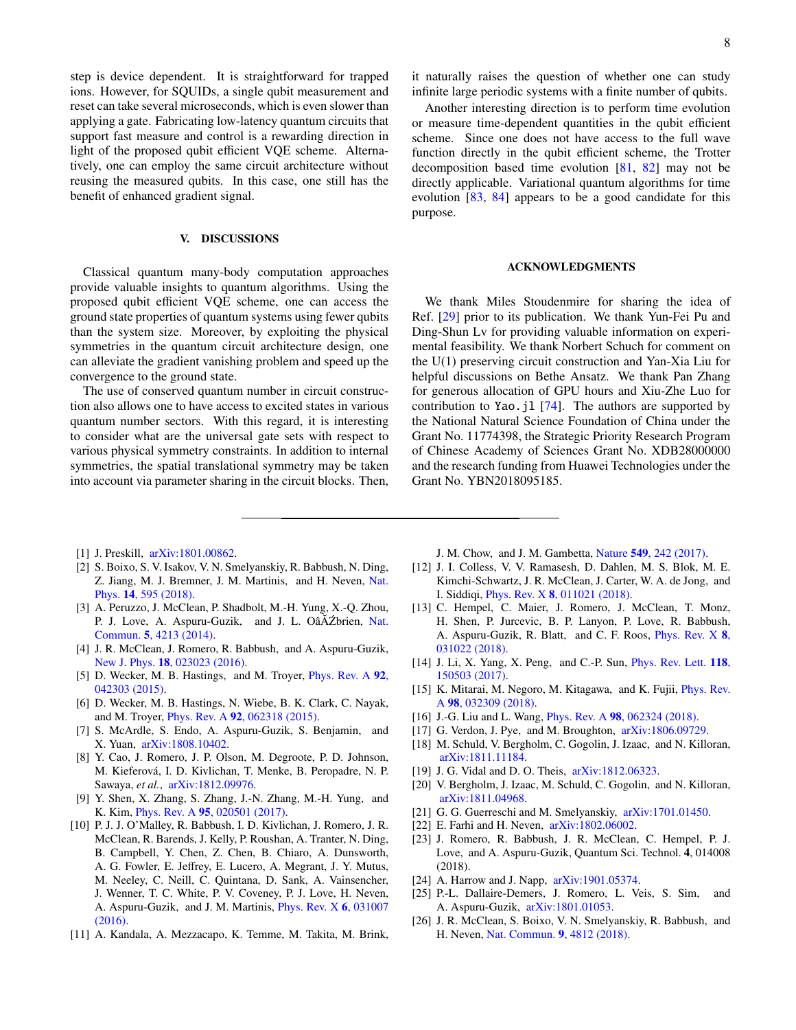step is device dependent. It is straightforward for trapped ions. However, for SQUIDs, a single qubit measurement and reset can take several microseconds, which is even slower than applying a gate. Fabricating low-latency quantum circuits that support fast measure and control is a rewarding direction in light of the proposed qubit efficient VQE scheme. Alternatively, one can employ the same circuit architecture without reusing the measured qubits. In this case, one still has the benefit of enhanced gradient signal.

## V. DISCUSSIONS

Classical quantum many-body computation approaches provide valuable insights to quantum algorithms. Using the proposed qubit efficient VQE scheme, one can access the ground state properties of quantum systems using fewer qubits than the system size. Moreover, by exploiting the physical symmetries in the quantum circuit architecture design, one can alleviate the gradient vanishing problem and speed up the convergence to the ground state.

The use of conserved quantum number in circuit construction also allows one to have access to excited states in various quantum number sectors. With this regard, it is interesting to consider what are the universal gate sets with respect to various physical symmetry constraints. In addition to internal symmetries, the spatial translational symmetry may be taken into account via parameter sharing in the circuit blocks. Then, it naturally raises the question of whether one can study infinite large periodic systems with a finite number of qubits.

Another interesting direction is to perform time evolution or measure time-dependent quantities in the qubit efficient scheme. Since one does not have access to the full wave function directly in the qubit efficient scheme, the Trotter decomposition based time evolution [81, 82] may not be directly applicable. Variational quantum algorithms for time evolution [83, 84] appears to be a good candidate for this purpose.

## ACKNOWLEDGMENTS

We thank Miles Stoudenmire for sharing the idea of Ref. [29] prior to its publication. We thank Yun-Fei Pu and Ding-Shun Lv for providing valuable information on experimental feasibility. We thank Norbert Schuch for comment on the U(1) preserving circuit construction and Yan-Xia Liu for helpful discussions on Bethe Ansatz. We thank Pan Zhang for generous allocation of GPU hours and Xiu-Zhe Luo for contribution to `Yao.jl` [74]. The authors are supported by the National Natural Science Foundation of China under the Grant No. 11774398, the Strategic Priority Research Program of Chinese Academy of Sciences Grant No. XDB28000000 and the research funding from Huawei Technologies under the Grant No. YBN2018095185.

---

[1] J. Preskill, arXiv:1801.00862.
[2] S. Boixo, S. V. Isakov, V. N. Smelyanskiy, R. Babbush, N. Ding, Z. Jiang, M. J. Bremner, J. M. Martinis, and H. Neven, Nat. Phys. **14**, 595 (2018).
[3] A. Peruzzo, J. McClean, P. Shadbolt, M.-H. Yung, X.-Q. Zhou, P. J. Love, A. Aspuru-Guzik, and J. L. OâĂŹbrien, Nat. Commun. **5**, 4213 (2014).
[4] J. R. McClean, J. Romero, R. Babbush, and A. Aspuru-Guzik, New J. Phys. **18**, 023023 (2016).
[5] D. Wecker, M. B. Hastings, and M. Troyer, Phys. Rev. A **92**, 042303 (2015).
[6] D. Wecker, M. B. Hastings, N. Wiebe, B. K. Clark, C. Nayak, and M. Troyer, Phys. Rev. A **92**, 062318 (2015).
[7] S. McArdle, S. Endo, A. Aspuru-Guzik, S. Benjamin, and X. Yuan, arXiv:1808.10402.
[8] Y. Cao, J. Romero, J. P. Olson, M. Degroote, P. D. Johnson, M. Kieferová, I. D. Kivlichan, T. Menke, B. Peropadre, N. P. Sawaya, *et al.*, arXiv:1812.09976.
[9] Y. Shen, X. Zhang, S. Zhang, J.-N. Zhang, M.-H. Yung, and K. Kim, Phys. Rev. A **95**, 020501 (2017).
[10] P. J. J. O'Malley, R. Babbush, I. D. Kivlichan, J. Romero, J. R. McClean, R. Barends, J. Kelly, P. Roushan, A. Tranter, N. Ding, B. Campbell, Y. Chen, Z. Chen, B. Chiaro, A. Dunsworth, A. G. Fowler, E. Jeffrey, E. Lucero, A. Megrant, J. Y. Mutus, M. Neeley, C. Neill, C. Quintana, D. Sank, A. Vainsencher, J. Wenner, T. C. White, P. V. Coveney, P. J. Love, H. Neven, A. Aspuru-Guzik, and J. M. Martinis, Phys. Rev. X **6**, 031007 (2016).
[11] A. Kandala, A. Mezzacapo, K. Temme, M. Takita, M. Brink, J. M. Chow, and J. M. Gambetta, Nature **549**, 242 (2017).
[12] J. I. Colless, V. V. Ramasesh, D. Dahlen, M. S. Blok, M. E. Kimchi-Schwartz, J. R. McClean, J. Carter, W. A. de Jong, and I. Siddiqi, Phys. Rev. X **8**, 011021 (2018).
[13] C. Hempel, C. Maier, J. Romero, J. McClean, T. Monz, H. Shen, P. Jurcevic, B. P. Lanyon, P. Love, R. Babbush, A. Aspuru-Guzik, R. Blatt, and C. F. Roos, Phys. Rev. X **8**, 031022 (2018).
[14] J. Li, X. Yang, X. Peng, and C.-P. Sun, Phys. Rev. Lett. **118**, 150503 (2017).
[15] K. Mitarai, M. Negoro, M. Kitagawa, and K. Fujii, Phys. Rev. A **98**, 032309 (2018).
[16] J.-G. Liu and L. Wang, Phys. Rev. A **98**, 062324 (2018).
[17] G. Verdon, J. Pye, and M. Broughton, arXiv:1806.09729.
[18] M. Schuld, V. Bergholm, C. Gogolin, J. Izaac, and N. Killoran, arXiv:1811.11184.
[19] J. G. Vidal and D. O. Theis, arXiv:1812.06323.
[20] V. Bergholm, J. Izaac, M. Schuld, C. Gogolin, and N. Killoran, arXiv:1811.04968.
[21] G. G. Guerreschi and M. Smelyanskiy, arXiv:1701.01450.
[22] E. Farhi and H. Neven, arXiv:1802.06002.
[23] J. Romero, R. Babbush, J. R. McClean, C. Hempel, P. J. Love, and A. Aspuru-Guzik, Quantum Sci. Technol. **4**, 014008 (2018).
[24] A. Harrow and J. Napp, arXiv:1901.05374.
[25] P.-L. Dallaire-Demers, J. Romero, L. Veis, S. Sim, and A. Aspuru-Guzik, arXiv:1801.01053.
[26] J. R. McClean, S. Boixo, V. N. Smelyanskiy, R. Babbush, and H. Neven, Nat. Commun. **9**, 4812 (2018).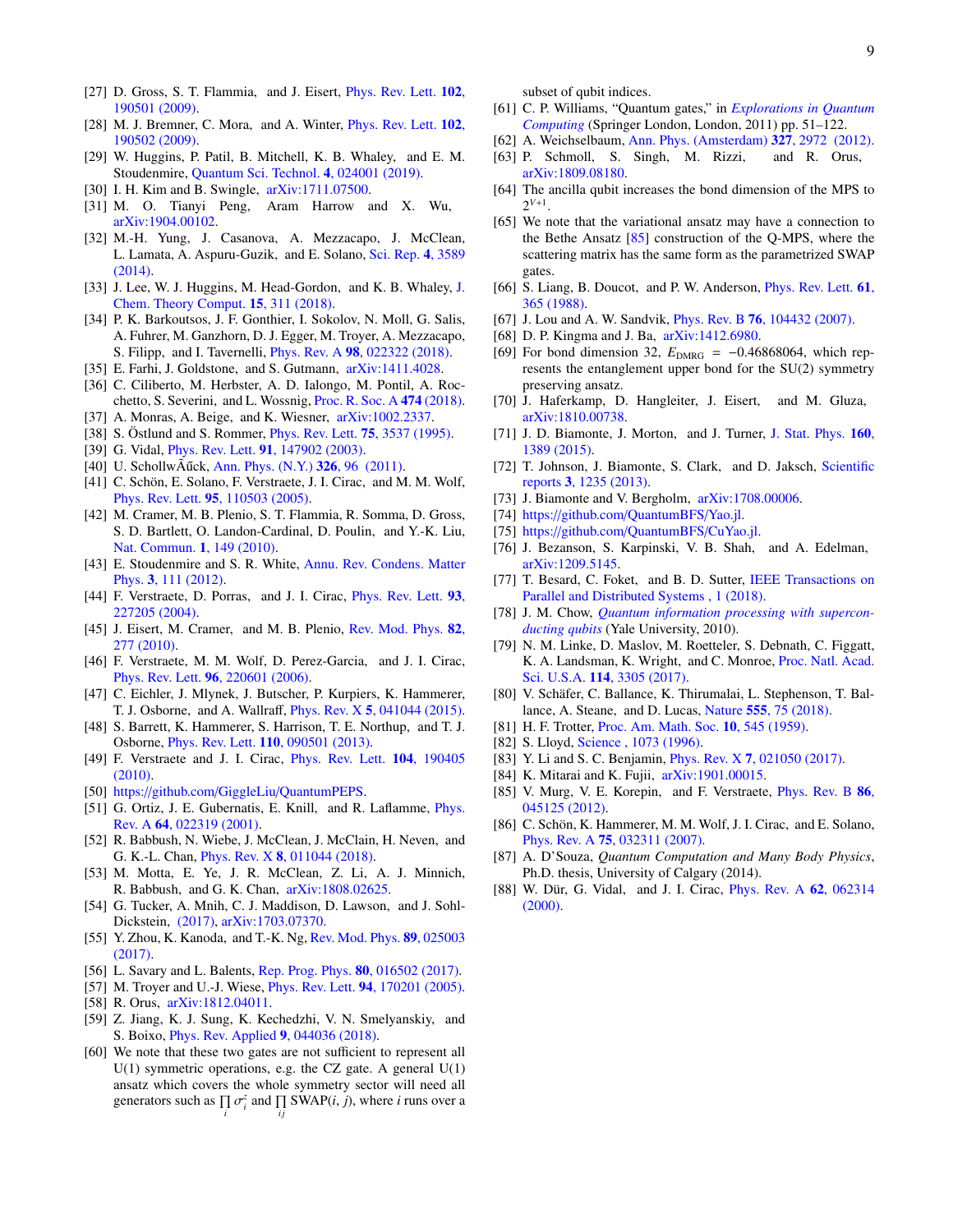[27] D. Gross, S. T. Flammia, and J. Eisert, Phys. Rev. Lett. **102**, 190501 (2009).

[28] M. J. Bremner, C. Mora, and A. Winter, Phys. Rev. Lett. **102**, 190502 (2009).

[29] W. Huggins, P. Patil, B. Mitchell, K. B. Whaley, and E. M. Stoudenmire, Quantum Sci. Technol. **4**, 024001 (2019).

[30] I. H. Kim and B. Swingle, arXiv:1711.07500.

[31] M. O. Tianyi Peng, Aram Harrow and X. Wu, arXiv:1904.00102.

[32] M.-H. Yung, J. Casanova, A. Mezzacapo, J. McClean, L. Lamata, A. Aspuru-Guzik, and E. Solano, Sci. Rep. **4**, 3589 (2014).

[33] J. Lee, W. J. Huggins, M. Head-Gordon, and K. B. Whaley, J. Chem. Theory Comput. **15**, 311 (2018).

[34] P. K. Barkoutsos, J. F. Gonthier, I. Sokolov, N. Moll, G. Salis, A. Fuhrer, M. Ganzhorn, D. J. Egger, M. Troyer, A. Mezzacapo, S. Filipp, and I. Tavernelli, Phys. Rev. A **98**, 022322 (2018).

[35] E. Farhi, J. Goldstone, and S. Gutmann, arXiv:1411.4028.

[36] C. Ciliberto, M. Herbster, A. D. Ialongo, M. Pontil, A. Rocchetto, S. Severini, and L. Wossnig, Proc. R. Soc. A **474** (2018).

[37] A. Monras, A. Beige, and K. Wiesner, arXiv:1002.2337.

[38] S. Östlund and S. Rommer, Phys. Rev. Lett. **75**, 3537 (1995).

[39] G. Vidal, Phys. Rev. Lett. **91**, 147902 (2003).

[40] U. SchollwÃűck, Ann. Phys. (N.Y.) **326**, 96 (2011).

[41] C. Schön, E. Solano, F. Verstraete, J. I. Cirac, and M. M. Wolf, Phys. Rev. Lett. **95**, 110503 (2005).

[42] M. Cramer, M. B. Plenio, S. T. Flammia, R. Somma, D. Gross, S. D. Bartlett, O. Landon-Cardinal, D. Poulin, and Y.-K. Liu, Nat. Commun. **1**, 149 (2010).

[43] E. Stoudenmire and S. R. White, Annu. Rev. Condens. Matter Phys. **3**, 111 (2012).

[44] F. Verstraete, D. Porras, and J. I. Cirac, Phys. Rev. Lett. **93**, 227205 (2004).

[45] J. Eisert, M. Cramer, and M. B. Plenio, Rev. Mod. Phys. **82**, 277 (2010).

[46] F. Verstraete, M. M. Wolf, D. Perez-Garcia, and J. I. Cirac, Phys. Rev. Lett. **96**, 220601 (2006).

[47] C. Eichler, J. Mlynek, J. Butscher, P. Kurpiers, K. Hammerer, T. J. Osborne, and A. Wallraff, Phys. Rev. X **5**, 041044 (2015).

[48] S. Barrett, K. Hammerer, S. Harrison, T. E. Northup, and T. J. Osborne, Phys. Rev. Lett. **110**, 090501 (2013).

[49] F. Verstraete and J. I. Cirac, Phys. Rev. Lett. **104**, 190405 (2010).

[50] https://github.com/GiggleLiu/QuantumPEPS.

[51] G. Ortiz, J. E. Gubernatis, E. Knill, and R. Laflamme, Phys. Rev. A **64**, 022319 (2001).

[52] R. Babbush, N. Wiebe, J. McClean, J. McClain, H. Neven, and G. K.-L. Chan, Phys. Rev. X **8**, 011044 (2018).

[53] M. Motta, E. Ye, J. R. McClean, Z. Li, A. J. Minnich, R. Babbush, and G. K. Chan, arXiv:1808.02625.

[54] G. Tucker, A. Mnih, C. J. Maddison, D. Lawson, and J. Sohl-Dickstein, (2017), arXiv:1703.07370.

[55] Y. Zhou, K. Kanoda, and T.-K. Ng, Rev. Mod. Phys. **89**, 025003 (2017).

[56] L. Savary and L. Balents, Rep. Prog. Phys. **80**, 016502 (2017).

[57] M. Troyer and U.-J. Wiese, Phys. Rev. Lett. **94**, 170201 (2005).

[58] R. Orus, arXiv:1812.04011.

[59] Z. Jiang, K. J. Sung, K. Kechedzhi, V. N. Smelyanskiy, and S. Boixo, Phys. Rev. Applied **9**, 044036 (2018).

[60] We note that these two gates are not sufficient to represent all U(1) symmetric operations, e.g. the CZ gate. A general U(1) ansatz which covers the whole symmetry sector will need all generators such as $\prod_i \sigma_i^z$ and $\prod_{ij}$ SWAP$(i, j)$, where $i$ runs over a subset of qubit indices.

[61] C. P. Williams, "Quantum gates," in *Explorations in Quantum Computing* (Springer London, London, 2011) pp. 51–122.

[62] A. Weichselbaum, Ann. Phys. (Amsterdam) **327**, 2972 (2012).

[63] P. Schmoll, S. Singh, M. Rizzi, and R. Orus, arXiv:1809.08180.

[64] The ancilla qubit increases the bond dimension of the MPS to $2^{V+1}$.

[65] We note that the variational ansatz may have a connection to the Bethe Ansatz [85] construction of the Q-MPS, where the scattering matrix has the same form as the parametrized SWAP gates.

[66] S. Liang, B. Doucot, and P. W. Anderson, Phys. Rev. Lett. **61**, 365 (1988).

[67] J. Lou and A. W. Sandvik, Phys. Rev. B **76**, 104432 (2007).

[68] D. P. Kingma and J. Ba, arXiv:1412.6980.

[69] For bond dimension 32, $E_{\text{DMRG}} = -0.46868064$, which represents the entanglement upper bond for the SU(2) symmetry preserving ansatz.

[70] J. Haferkamp, D. Hangleiter, J. Eisert, and M. Gluza, arXiv:1810.00738.

[71] J. D. Biamonte, J. Morton, and J. Turner, J. Stat. Phys. **160**, 1389 (2015).

[72] T. Johnson, J. Biamonte, S. Clark, and D. Jaksch, Scientific reports **3**, 1235 (2013).

[73] J. Biamonte and V. Bergholm, arXiv:1708.00006.

[74] https://github.com/QuantumBFS/Yao.jl.

[75] https://github.com/QuantumBFS/CuYao.jl.

[76] J. Bezanson, S. Karpinski, V. B. Shah, and A. Edelman, arXiv:1209.5145.

[77] T. Besard, C. Foket, and B. D. Sutter, IEEE Transactions on Parallel and Distributed Systems , 1 (2018).

[78] J. M. Chow, *Quantum information processing with superconducting qubits* (Yale University, 2010).

[79] N. M. Linke, D. Maslov, M. Roetteler, S. Debnath, C. Figgatt, K. A. Landsman, K. Wright, and C. Monroe, Proc. Natl. Acad. Sci. U.S.A. **114**, 3305 (2017).

[80] V. Schäfer, C. Ballance, K. Thirumalai, L. Stephenson, T. Ballance, A. Steane, and D. Lucas, Nature **555**, 75 (2018).

[81] H. F. Trotter, Proc. Am. Math. Soc. **10**, 545 (1959).

[82] S. Lloyd, Science , 1073 (1996).

[83] Y. Li and S. C. Benjamin, Phys. Rev. X **7**, 021050 (2017).

[84] K. Mitarai and K. Fujii, arXiv:1901.00015.

[85] V. Murg, V. E. Korepin, and F. Verstraete, Phys. Rev. B **86**, 045125 (2012).

[86] C. Schön, K. Hammerer, M. M. Wolf, J. I. Cirac, and E. Solano, Phys. Rev. A **75**, 032311 (2007).

[87] A. D'Souza, *Quantum Computation and Many Body Physics*, Ph.D. thesis, University of Calgary (2014).

[88] W. Dür, G. Vidal, and J. I. Cirac, Phys. Rev. A **62**, 062314 (2000).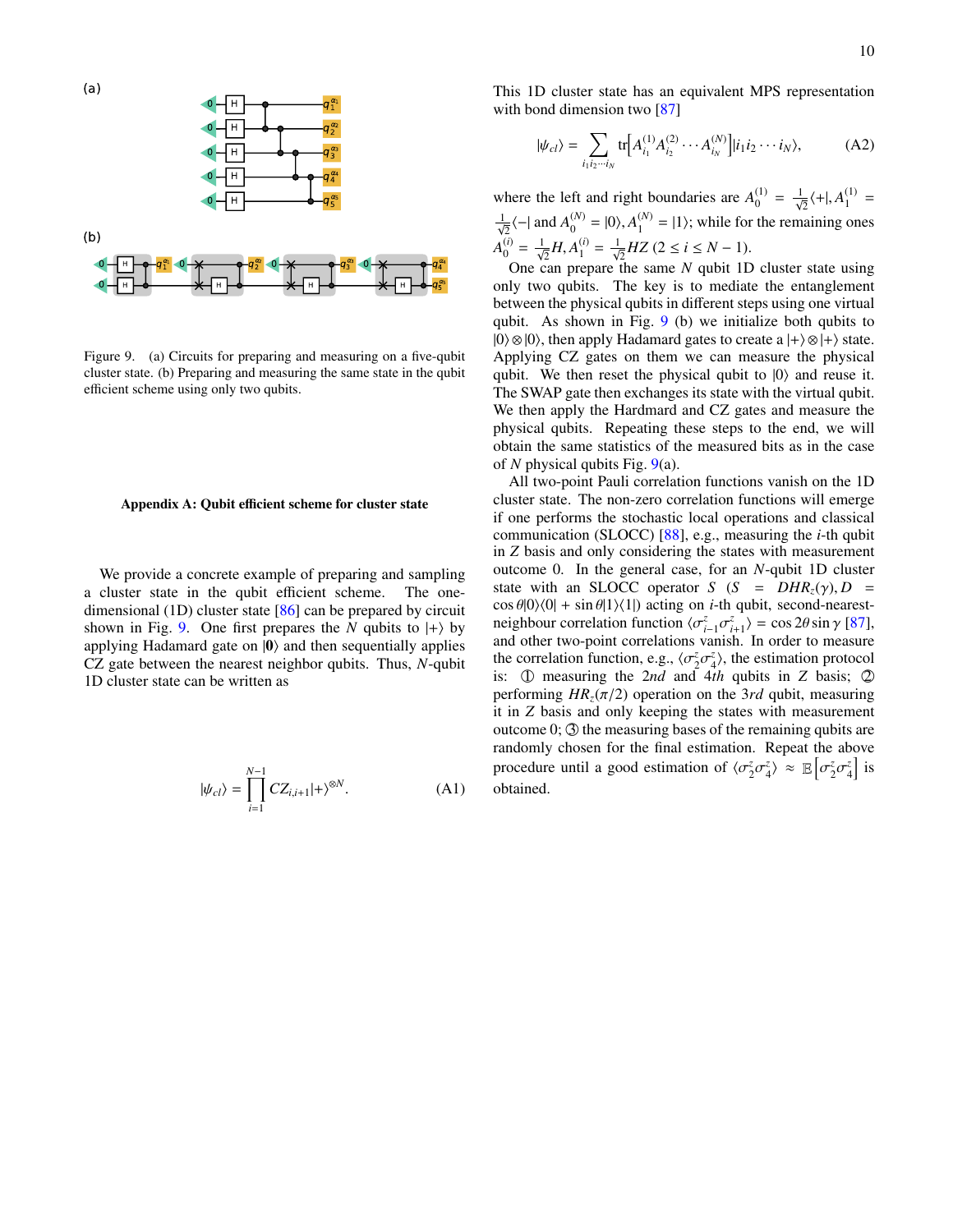(a)

(b)

Figure 9. (a) Circuits for preparing and measuring on a five-qubit cluster state. (b) Preparing and measuring the same state in the qubit efficient scheme using only two qubits.

## Appendix A: Qubit efficient scheme for cluster state

We provide a concrete example of preparing and sampling a cluster state in the qubit efficient scheme. The one-dimensional (1D) cluster state [86] can be prepared by circuit shown in Fig. 9. One first prepares the $N$ qubits to $|+\rangle$ by applying Hadamard gate on $|\mathbf{0}\rangle$ and then sequentially applies CZ gate between the nearest neighbor qubits. Thus, $N$-qubit 1D cluster state can be written as

$$|\psi_{cl}\rangle = \prod_{i=1}^{N-1} CZ_{i,i+1}|+\rangle^{\otimes N}. \quad \text{(A1)}$$

This 1D cluster state has an equivalent MPS representation with bond dimension two [87]

$$|\psi_{cl}\rangle = \sum_{i_1 i_2 \cdots i_N} \mathrm{tr}\Big[A^{(1)}_{i_1} A^{(2)}_{i_2} \cdots A^{(N)}_{i_N}\Big] |i_1 i_2 \cdots i_N\rangle, \quad \text{(A2)}$$

where the left and right boundaries are $A^{(1)}_0 = \frac{1}{\sqrt{2}}\langle +|, A^{(1)}_1 = \frac{1}{\sqrt{2}}\langle -|$ and $A^{(N)}_0 = |0\rangle, A^{(N)}_1 = |1\rangle$; while for the remaining ones $A^{(i)}_0 = \frac{1}{\sqrt{2}}H, A^{(i)}_1 = \frac{1}{\sqrt{2}}HZ$ $(2 \le i \le N-1)$.

One can prepare the same $N$ qubit 1D cluster state using only two qubits. The key is to mediate the entanglement between the physical qubits in different steps using one virtual qubit. As shown in Fig. 9 (b) we initialize both qubits to $|0\rangle \otimes |0\rangle$, then apply Hadamard gates to create a $|+\rangle \otimes |+\rangle$ state. Applying CZ gates on them we can measure the physical qubit. We then reset the physical qubit to $|0\rangle$ and reuse it. The SWAP gate then exchanges its state with the virtual qubit. We then apply the Hardmard and CZ gates and measure the physical qubits. Repeating these steps to the end, we will obtain the same statistics of the measured bits as in the case of $N$ physical qubits Fig. 9(a).

All two-point Pauli correlation functions vanish on the 1D cluster state. The non-zero correlation functions will emerge if one performs the stochastic local operations and classical communication (SLOCC) [88], e.g., measuring the $i$-th qubit in $Z$ basis and only considering the states with measurement outcome 0. In the general case, for an $N$-qubit 1D cluster state with an SLOCC operator $S$ $(S = DHR_z(\gamma), D = \cos\theta|0\rangle\langle 0| + \sin\theta|1\rangle\langle 1|)$ acting on $i$-th qubit, second-nearest-neighbour correlation function $\langle \sigma^z_{i-1}\sigma^z_{i+1}\rangle = \cos 2\theta \sin\gamma$ [87], and other two-point correlations vanish. In order to measure the correlation function, e.g., $\langle \sigma^z_2 \sigma^z_4\rangle$, the estimation protocol is: ① measuring the $2nd$ and $4th$ qubits in $Z$ basis; ② performing $HR_z(\pi/2)$ operation on the $3rd$ qubit, measuring it in $Z$ basis and only keeping the states with measurement outcome 0; ③ the measuring bases of the remaining qubits are randomly chosen for the final estimation. Repeat the above procedure until a good estimation of $\langle \sigma^z_2 \sigma^z_4\rangle \approx \mathbb{E}\left[\sigma^z_2 \sigma^z_4\right]$ is obtained.